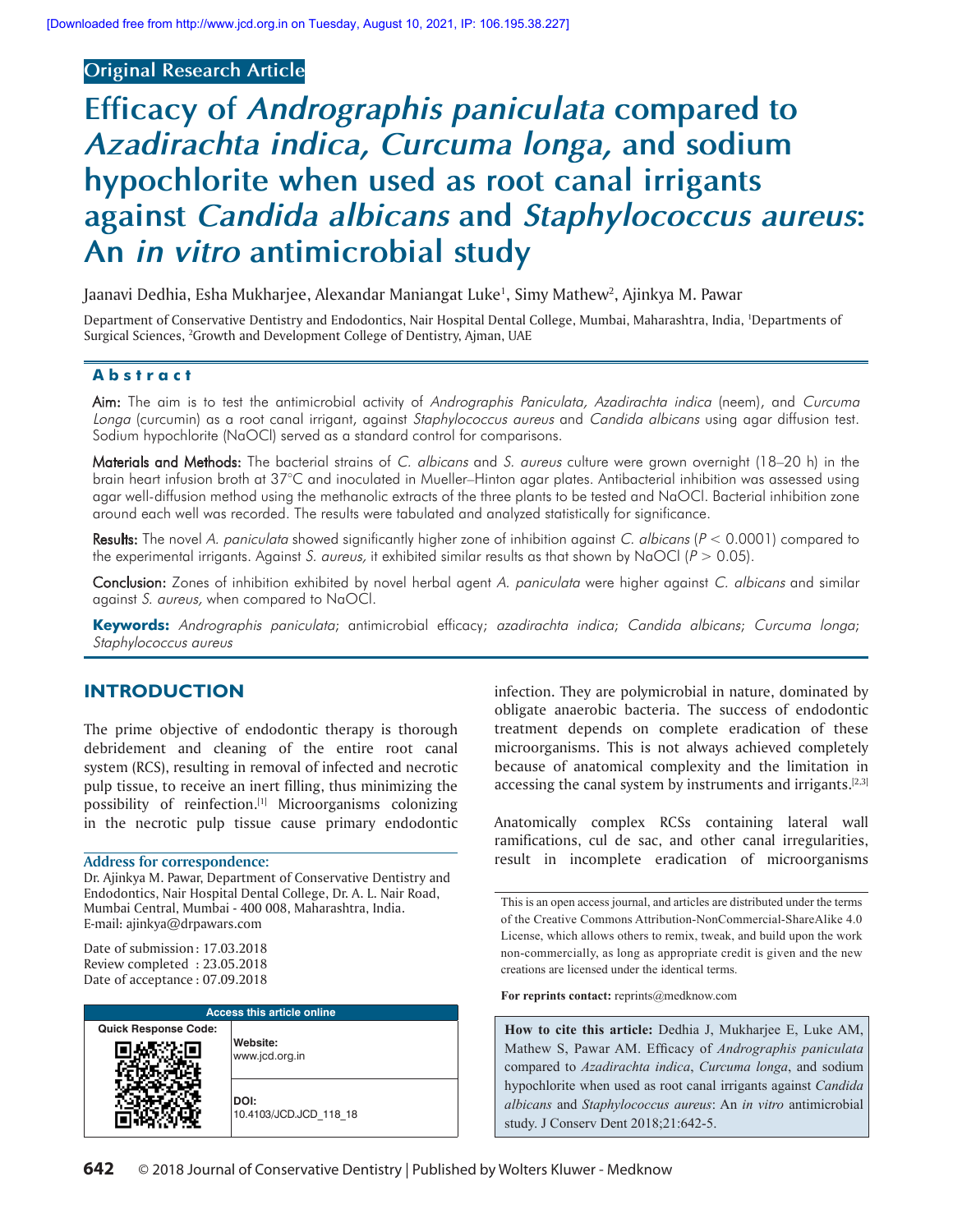Original Research Article

# Efficacy of *Andrographis paniculata* compared to *Azadirachta indica, Curcuma longa,* and sodium hypochlorite when used as root canal irrigants against *Candida albicans* and *Staphylococcus aureus*: An *in vitro* antimicrobial study

Jaanavi Dedhia, Esha Mukharjee, Alexandar Maniangat Luke[1], Simy Mathew[2], Ajinkya M. Pawar

Department of Conservative Dentistry and Endodontics, Nair Hospital Dental College, Mumbai, Maharashtra, India, [1]Departments of Surgical Sciences, [2]Growth and Development College of Dentistry, Ajman, UAE

## Abstract

**Aim:** The aim is to test the antimicrobial activity of *Andrographis Paniculata, Azadirachta indica* (neem), and *Curcuma Longa* (curcumin) as a root canal irrigant, against *Staphylococcus aureus* and *Candida albicans* using agar diffusion test. Sodium hypochlorite (NaOCl) served as a standard control for comparisons.

**Materials and Methods:** The bacterial strains of *C. albicans* and *S. aureus* culture were grown overnight (18–20 h) in the brain heart infusion broth at 37°C and inoculated in Mueller–Hinton agar plates. Antibacterial inhibition was assessed using agar well-diffusion method using the methanolic extracts of the three plants to be tested and NaOCl. Bacterial inhibition zone around each well was recorded. The results were tabulated and analyzed statistically for significance.

**Results:** The novel *A. paniculata* showed significantly higher zone of inhibition against *C. albicans* ($P < 0.0001$) compared to the experimental irrigants. Against *S. aureus,* it exhibited similar results as that shown by NaOCl ($P > 0.05$).

**Conclusion:** Zones of inhibition exhibited by novel herbal agent *A. paniculata* were higher against *C. albicans* and similar against *S. aureus,* when compared to NaOCl.

**Keywords:** *Andrographis paniculata*; antimicrobial efficacy; *azadirachta indica*; *Candida albicans*; *Curcuma longa*; *Staphylococcus aureus*

## INTRODUCTION

The prime objective of endodontic therapy is thorough debridement and cleaning of the entire root canal system (RCS), resulting in removal of infected and necrotic pulp tissue, to receive an inert filling, thus minimizing the possibility of reinfection.[1] Microorganisms colonizing in the necrotic pulp tissue cause primary endodontic infection. They are polymicrobial in nature, dominated by obligate anaerobic bacteria. The success of endodontic treatment depends on complete eradication of these microorganisms. This is not always achieved completely because of anatomical complexity and the limitation in accessing the canal system by instruments and irrigants.[2,3]

Anatomically complex RCSs containing lateral wall ramifications, cul de sac, and other canal irregularities, result in incomplete eradication of microorganisms

**Address for correspondence:**
Dr. Ajinkya M. Pawar, Department of Conservative Dentistry and Endodontics, Nair Hospital Dental College, Dr. A. L. Nair Road, Mumbai Central, Mumbai - 400 008, Maharashtra, India.
E-mail: ajinkya@drpawars.com

Date of submission : 17.03.2018
Review completed : 23.05.2018
Date of acceptance : 07.09.2018

| Access this article online | |
|---|---|
| Quick Response Code: | Website: www.jcd.org.in |
| | DOI: 10.4103/JCD.JCD_118_18 |

This is an open access journal, and articles are distributed under the terms of the Creative Commons Attribution-NonCommercial-ShareAlike 4.0 License, which allows others to remix, tweak, and build upon the work non-commercially, as long as appropriate credit is given and the new creations are licensed under the identical terms.

**For reprints contact:** reprints@medknow.com

**How to cite this article:** Dedhia J, Mukharjee E, Luke AM, Mathew S, Pawar AM. Efficacy of *Andrographis paniculata* compared to *Azadirachta indica*, *Curcuma longa*, and sodium hypochlorite when used as root canal irrigants against *Candida albicans* and *Staphylococcus aureus*: An *in vitro* antimicrobial study. J Conserv Dent 2018;21:642-5.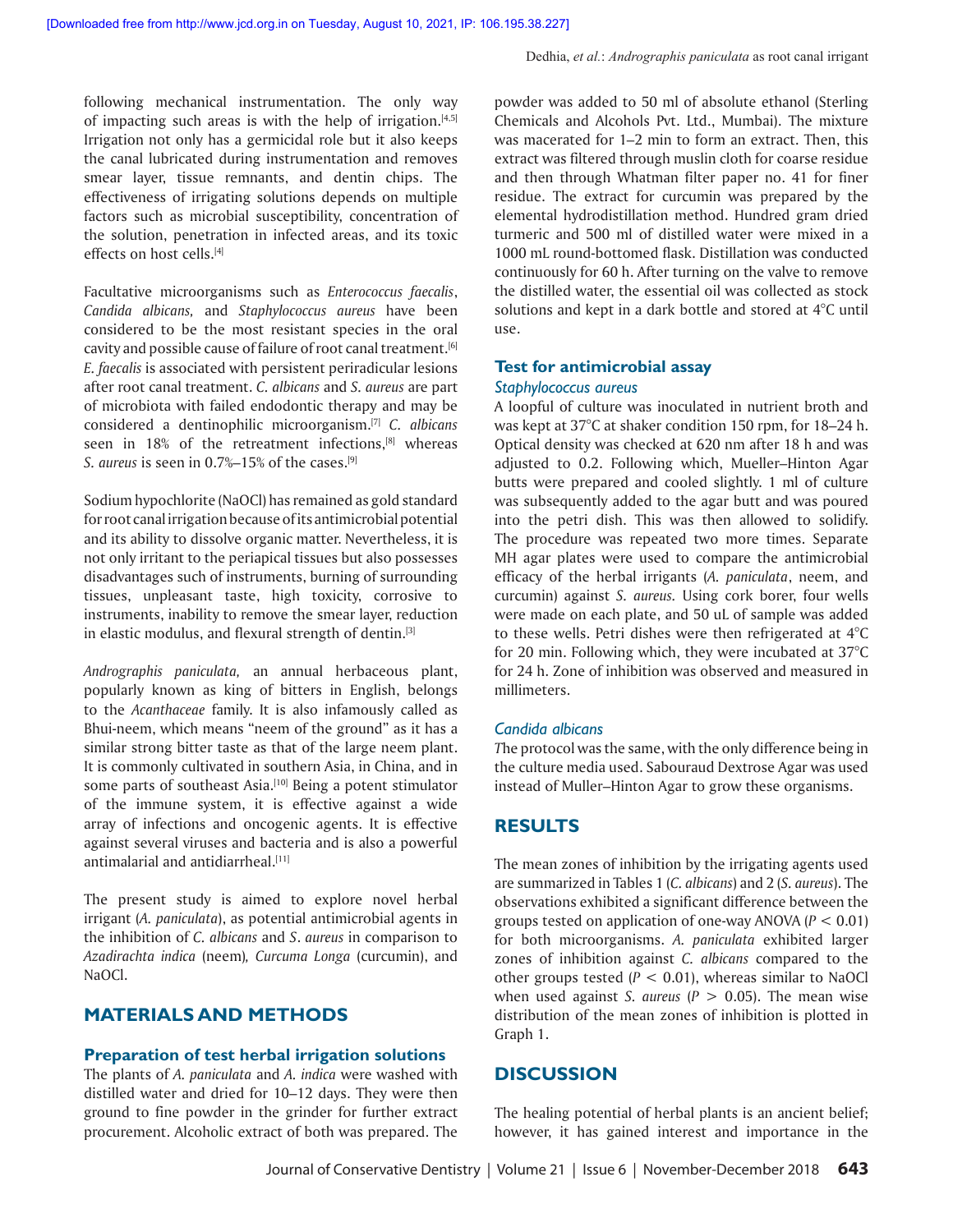following mechanical instrumentation. The only way of impacting such areas is with the help of irrigation.[4,5] Irrigation not only has a germicidal role but it also keeps the canal lubricated during instrumentation and removes smear layer, tissue remnants, and dentin chips. The effectiveness of irrigating solutions depends on multiple factors such as microbial susceptibility, concentration of the solution, penetration in infected areas, and its toxic effects on host cells.[4]

Facultative microorganisms such as *Enterococcus faecalis*, *Candida albicans,* and *Staphylococcus aureus* have been considered to be the most resistant species in the oral cavity and possible cause of failure of root canal treatment.[6] *E. faecalis* is associated with persistent periradicular lesions after root canal treatment. *C. albicans* and *S. aureus* are part of microbiota with failed endodontic therapy and may be considered a dentinophilic microorganism.[7] *C. albicans* seen in 18% of the retreatment infections,[8] whereas *S. aureus* is seen in 0.7%–15% of the cases.[9]

Sodium hypochlorite (NaOCl) has remained as gold standard for root canal irrigation because of its antimicrobial potential and its ability to dissolve organic matter. Nevertheless, it is not only irritant to the periapical tissues but also possesses disadvantages such of instruments, burning of surrounding tissues, unpleasant taste, high toxicity, corrosive to instruments, inability to remove the smear layer, reduction in elastic modulus, and flexural strength of dentin.[3]

*Andrographis paniculata,* an annual herbaceous plant, popularly known as king of bitters in English, belongs to the *Acanthaceae* family. It is also infamously called as Bhui-neem, which means "neem of the ground" as it has a similar strong bitter taste as that of the large neem plant. It is commonly cultivated in southern Asia, in China, and in some parts of southeast Asia.[10] Being a potent stimulator of the immune system, it is effective against a wide array of infections and oncogenic agents. It is effective against several viruses and bacteria and is also a powerful antimalarial and antidiarrheal.[11]

The present study is aimed to explore novel herbal irrigant (*A. paniculata*), as potential antimicrobial agents in the inhibition of *C. albicans* and *S. aureus* in comparison to *Azadirachta indica* (neem)*, Curcuma Longa* (curcumin), and NaOCl.

## MATERIALS AND METHODS

### Preparation of test herbal irrigation solutions

The plants of *A. paniculata* and *A. indica* were washed with distilled water and dried for 10–12 days. They were then ground to fine powder in the grinder for further extract procurement. Alcoholic extract of both was prepared. The powder was added to 50 ml of absolute ethanol (Sterling Chemicals and Alcohols Pvt. Ltd., Mumbai). The mixture was macerated for 1–2 min to form an extract. Then, this extract was filtered through muslin cloth for coarse residue and then through Whatman filter paper no. 41 for finer residue. The extract for curcumin was prepared by the elemental hydrodistillation method. Hundred gram dried turmeric and 500 ml of distilled water were mixed in a 1000 mL round-bottomed flask. Distillation was conducted continuously for 60 h. After turning on the valve to remove the distilled water, the essential oil was collected as stock solutions and kept in a dark bottle and stored at 4°C until use.

### Test for antimicrobial assay

#### *Staphylococcus aureus*

A loopful of culture was inoculated in nutrient broth and was kept at 37°C at shaker condition 150 rpm, for 18–24 h. Optical density was checked at 620 nm after 18 h and was adjusted to 0.2. Following which, Mueller–Hinton Agar butts were prepared and cooled slightly. 1 ml of culture was subsequently added to the agar butt and was poured into the petri dish. This was then allowed to solidify. The procedure was repeated two more times. Separate MH agar plates were used to compare the antimicrobial efficacy of the herbal irrigants (*A. paniculata*, neem, and curcumin) against *S. aureus.* Using cork borer, four wells were made on each plate, and 50 uL of sample was added to these wells. Petri dishes were then refrigerated at 4°C for 20 min. Following which, they were incubated at 37°C for 24 h. Zone of inhibition was observed and measured in millimeters.

#### *Candida albicans*

The protocol was the same, with the only difference being in the culture media used. Sabouraud Dextrose Agar was used instead of Muller–Hinton Agar to grow these organisms.

## RESULTS

The mean zones of inhibition by the irrigating agents used are summarized in Tables 1 (*C. albicans*) and 2 (*S. aureus*). The observations exhibited a significant difference between the groups tested on application of one-way ANOVA ($P < 0.01$) for both microorganisms. *A. paniculata* exhibited larger zones of inhibition against *C. albicans* compared to the other groups tested ($P < 0.01$), whereas similar to NaOCl when used against *S. aureus* ($P > 0.05$). The mean wise distribution of the mean zones of inhibition is plotted in Graph 1.

## DISCUSSION

The healing potential of herbal plants is an ancient belief; however, it has gained interest and importance in the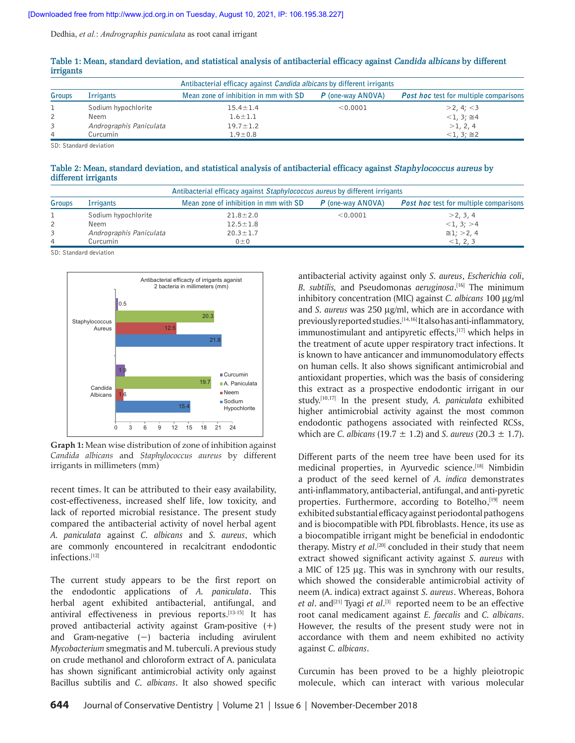**Table 1: Mean, standard deviation, and statistical analysis of antibacterial efficacy against *Candida albicans* by different irrigants**

| Antibacterial efficacy against *Candida albicans* by different irrigants | | | | |
|---|---|---|---|---|
| Groups | Irrigants | Mean zone of inhibition in mm with SD | *P* (one-way ANOVA) | ***Post hoc*** test for multiple comparisons |
| 1 | Sodium hypochlorite | 15.4±1.4 | <0.0001 | >2, 4; <3 |
| 2 | Neem | 1.6±1.1 | | <1, 3; ≅4 |
| 3 | *Andrographis Paniculata* | 19.7±1.2 | | >1, 2, 4 |
| 4 | Curcumin | 1.9±0.8 | | <1, 3; ≅2 |

SD: Standard deviation

**Table 2: Mean, standard deviation, and statistical analysis of antibacterial efficacy against *Staphylococcus aureus* by different irrigants**

| Antibacterial efficacy against *Staphylococcus aureus* by different irrigants | | | | |
|---|---|---|---|---|
| Groups | Irrigants | Mean zone of inhibition in mm with SD | *P* (one-way ANOVA) | ***Post hoc*** test for multiple comparisons |
| 1 | Sodium hypochlorite | 21.8±2.0 | <0.0001 | >2, 3, 4 |
| 2 | Neem | 12.5±1.8 | | <1, 3; >4 |
| 3 | *Andrographis Paniculata* | 20.3±1.7 | | ≅1; >2, 4 |
| 4 | Curcumin | 0±0 | | <1, 2, 3 |

SD: Standard deviation

**Graph 1:** Mean wise distribution of zone of inhibition against *Candida albicans* and *Staphylococcus aureus* by different irrigants in millimeters (mm)

recent times. It can be attributed to their easy availability, cost-effectiveness, increased shelf life, low toxicity, and lack of reported microbial resistance. The present study compared the antibacterial activity of novel herbal agent *A. paniculata* against *C. albicans* and *S. aureus*, which are commonly encountered in recalcitrant endodontic infections.[12]

The current study appears to be the first report on the endodontic applications of *A. paniculata*. This herbal agent exhibited antibacterial, antifungal, and antiviral effectiveness in previous reports.[13-15] It has proved antibacterial activity against Gram-positive (+) and Gram-negative (−) bacteria including avirulent *Mycobacterium* smegmatis and M. tuberculi. A previous study on crude methanol and chloroform extract of A. paniculata has shown significant antimicrobial activity only against Bacillus subtilis and *C. albicans*. It also showed specific antibacterial activity against only *S. aureus*, *Escherichia coli*, *B. subtilis,* and Pseudomonas *aeruginosa*.[16] The minimum inhibitory concentration (MIC) against *C. albicans* 100 μg/ml and *S. aureus* was 250 μg/ml, which are in accordance with previously reported studies.[14,16] It also has anti-inflammatory, immunostimulant and antipyretic effects,[17] which helps in the treatment of acute upper respiratory tract infections. It is known to have anticancer and immunomodulatory effects on human cells. It also shows significant antimicrobial and antioxidant properties, which was the basis of considering this extract as a prospective endodontic irrigant in our study.[10,17] In the present study, *A. paniculata* exhibited higher antimicrobial activity against the most common endodontic pathogens associated with reinfected RCSs, which are *C. albicans* (19.7 ± 1.2) and *S. aureus* (20.3 ± 1.7).

Different parts of the neem tree have been used for its medicinal properties, in Ayurvedic science.[18] Nimbidin a product of the seed kernel of *A. indica* demonstrates anti-inflammatory, antibacterial, antifungal, and anti-pyretic properties. Furthermore, according to Botelho,[19] neem exhibited substantial efficacy against periodontal pathogens and is biocompatible with PDL fibroblasts. Hence, its use as a biocompatible irrigant might be beneficial in endodontic therapy. Mistry *et al*.[20] concluded in their study that neem extract showed significant activity against *S. aureus* with a MIC of 125 μg. This was in synchrony with our results, which showed the considerable antimicrobial activity of neem (A. indica) extract against *S. aureus*. Whereas, Bohora *et al*. and[21] Tyagi *et al*.[3] reported neem to be an effective root canal medicament against *E. faecalis* and *C. albicans*. However, the results of the present study were not in accordance with them and neem exhibited no activity against *C. albicans*.

Curcumin has been proved to be a highly pleiotropic molecule, which can interact with various molecular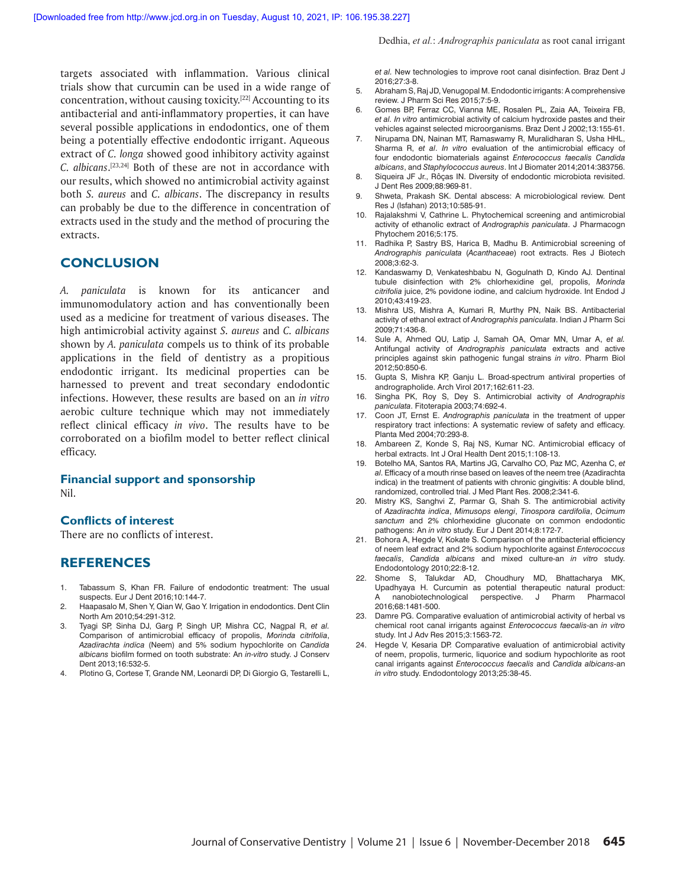targets associated with inflammation. Various clinical trials show that curcumin can be used in a wide range of concentration, without causing toxicity.[22] Accounting to its antibacterial and anti-inflammatory properties, it can have several possible applications in endodontics, one of them being a potentially effective endodontic irrigant. Aqueous extract of *C. longa* showed good inhibitory activity against *C. albicans*.[23,24] Both of these are not in accordance with our results, which showed no antimicrobial activity against both *S. aureus* and *C. albicans*. The discrepancy in results can probably be due to the difference in concentration of extracts used in the study and the method of procuring the extracts.

## CONCLUSION

*A. paniculata* is known for its anticancer and immunomodulatory action and has conventionally been used as a medicine for treatment of various diseases. The high antimicrobial activity against *S. aureus* and *C. albicans* shown by *A. paniculata* compels us to think of its probable applications in the field of dentistry as a propitious endodontic irrigant. Its medicinal properties can be harnessed to prevent and treat secondary endodontic infections. However, these results are based on an *in vitro* aerobic culture technique which may not immediately reflect clinical efficacy *in vivo*. The results have to be corroborated on a biofilm model to better reflect clinical efficacy.

### Financial support and sponsorship

Nil.

### Conflicts of interest

There are no conflicts of interest.

## REFERENCES

1. Tabassum S, Khan FR. Failure of endodontic treatment: The usual suspects. Eur J Dent 2016;10:144-7.
2. Haapasalo M, Shen Y, Qian W, Gao Y. Irrigation in endodontics. Dent Clin North Am 2010;54:291-312.
3. Tyagi SP, Sinha DJ, Garg P, Singh UP, Mishra CC, Nagpal R, *et al*. Comparison of antimicrobial efficacy of propolis, *Morinda citrifolia*, *Azadirachta indica* (Neem) and 5% sodium hypochlorite on *Candida albicans* biofilm formed on tooth substrate: An *in-vitro* study. J Conserv Dent 2013;16:532-5.
4. Plotino G, Cortese T, Grande NM, Leonardi DP, Di Giorgio G, Testarelli L, *et al*. New technologies to improve root canal disinfection. Braz Dent J 2016;27:3-8.
5. Abraham S, Raj JD, Venugopal M. Endodontic irrigants: A comprehensive review. J Pharm Sci Res 2015;7:5-9.
6. Gomes BP, Ferraz CC, Vianna ME, Rosalen PL, Zaia AA, Teixeira FB, *et al*. *In vitro* antimicrobial activity of calcium hydroxide pastes and their vehicles against selected microorganisms. Braz Dent J 2002;13:155-61.
7. Nirupama DN, Nainan MT, Ramaswamy R, Muralidharan S, Usha HHL, Sharma R, *et al*. *In vitro* evaluation of the antimicrobial efficacy of four endodontic biomaterials against *Enterococcus faecalis Candida albicans*, and *Staphylococcus aureus*. Int J Biomater 2014;2014:383756.
8. Siqueira JF Jr., Rôças IN. Diversity of endodontic microbiota revisited. J Dent Res 2009;88:969-81.
9. Shweta, Prakash SK. Dental abscess: A microbiological review. Dent Res J (Isfahan) 2013;10:585-91.
10. Rajalakshmi V, Cathrine L. Phytochemical screening and antimicrobial activity of ethanolic extract of *Andrographis paniculata*. J Pharmacogn Phytochem 2016;5:175.
11. Radhika P, Sastry BS, Harica B, Madhu B. Antimicrobial screening of *Andrographis paniculata* (*Acanthaceae*) root extracts. Res J Biotech 2008;3:62-3.
12. Kandaswamy D, Venkateshbabu N, Gogulnath D, Kindo AJ. Dentinal tubule disinfection with 2% chlorhexidine gel, propolis, *Morinda citrifolia* juice, 2% povidone iodine, and calcium hydroxide. Int Endod J 2010;43:419-23.
13. Mishra US, Mishra A, Kumari R, Murthy PN, Naik BS. Antibacterial activity of ethanol extract of *Andrographis paniculata*. Indian J Pharm Sci 2009;71:436-8.
14. Sule A, Ahmed QU, Latip J, Samah OA, Omar MN, Umar A, *et al.* Antifungal activity of *Andrographis paniculata* extracts and active principles against skin pathogenic fungal strains *in vitro*. Pharm Biol 2012;50:850-6.
15. Gupta S, Mishra KP, Ganju L. Broad-spectrum antiviral properties of andrographolide. Arch Virol 2017;162:611-23.
16. Singha PK, Roy S, Dey S. Antimicrobial activity of *Andrographis paniculata*. Fitoterapia 2003;74:692-4.
17. Coon JT, Ernst E. *Andrographis paniculata* in the treatment of upper respiratory tract infections: A systematic review of safety and efficacy. Planta Med 2004;70:293-8.
18. Ambareen Z, Konde S, Raj NS, Kumar NC. Antimicrobial efficacy of herbal extracts. Int J Oral Health Dent 2015;1:108-13.
19. Botelho MA, Santos RA, Martins JG, Carvalho CO, Paz MC, Azenha C, *et al*. Efficacy of a mouth rinse based on leaves of the neem tree (Azadirachta indica) in the treatment of patients with chronic gingivitis: A double blind, randomized, controlled trial. J Med Plant Res. 2008;2:341-6.
20. Mistry KS, Sanghvi Z, Parmar G, Shah S. The antimicrobial activity of *Azadirachta indica*, *Mimusops elengi*, *Tinospora cardifolia*, *Ocimum sanctum* and 2% chlorhexidine gluconate on common endodontic pathogens: An *in vitro* study. Eur J Dent 2014;8:172-7.
21. Bohora A, Hegde V, Kokate S. Comparison of the antibacterial efficiency of neem leaf extract and 2% sodium hypochlorite against *Enterococcus faecalis*, *Candida albicans* and mixed culture-an *in vitro* study. Endodontology 2010;22:8-12.
22. Shome S, Talukdar AD, Choudhury MD, Bhattacharya MK, Upadhyaya H. Curcumin as potential therapeutic natural product: A nanobiotechnological perspective. J Pharm Pharmacol 2016;68:1481-500.
23. Damre PG. Comparative evaluation of antimicrobial activity of herbal vs chemical root canal irrigants against *Enterococcus faecalis*-an *in vitro* study. Int J Adv Res 2015;3:1563-72.
24. Hegde V, Kesaria DP. Comparative evaluation of antimicrobial activity of neem, propolis, turmeric, liquorice and sodium hypochlorite as root canal irrigants against *Enterococcus faecalis* and *Candida albicans*-an *in vitro* study. Endodontology 2013;25:38-45.